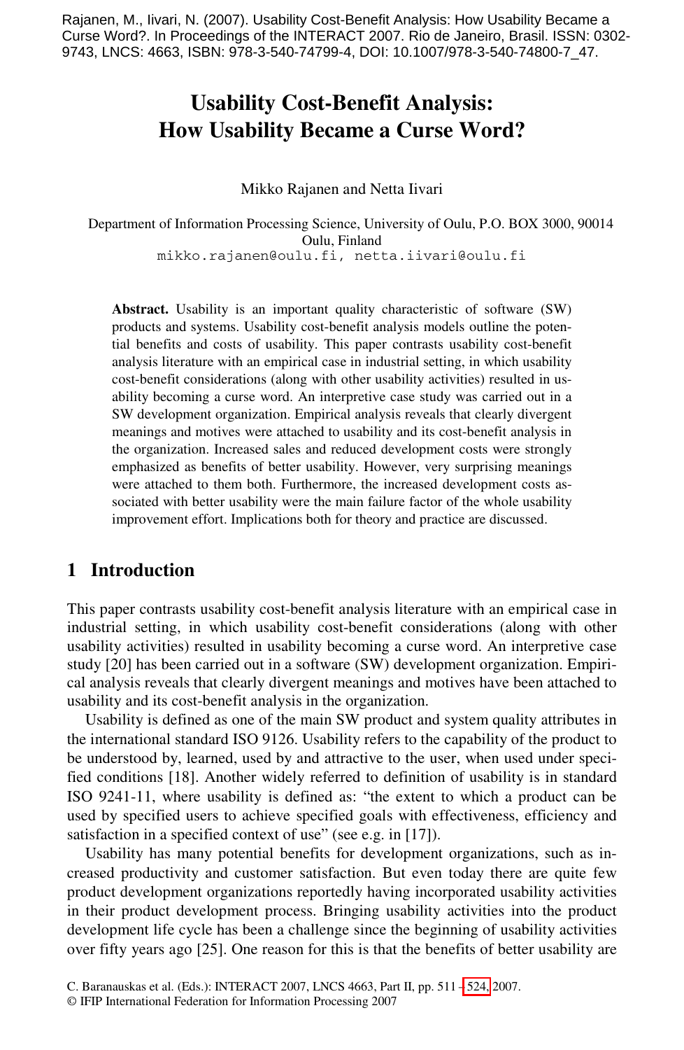Rajanen, M., Iivari, N. (2007). Usability Cost-Benefit Analysis: How Usability Became a Curse Word?. In Proceedings of the INTERACT 2007. Rio de Janeiro, Brasil. ISSN: 0302-9743, LNCS: 4663, ISBN: 978-3-540-74799-4, DOI: 10.1007/978-3-540-74800-7_47.

# Usability Cost-Benefit Analysis: How Usability Became a Curse Word?

Mikko Rajanen and Netta Iivari

Department of Information Processing Science, University of Oulu, P.O. BOX 3000, 90014 Oulu, Finland
mikko.rajanen@oulu.fi, netta.iivari@oulu.fi

**Abstract.** Usability is an important quality characteristic of software (SW) products and systems. Usability cost-benefit analysis models outline the potential benefits and costs of usability. This paper contrasts usability cost-benefit analysis literature with an empirical case in industrial setting, in which usability cost-benefit considerations (along with other usability activities) resulted in usability becoming a curse word. An interpretive case study was carried out in a SW development organization. Empirical analysis reveals that clearly divergent meanings and motives were attached to usability and its cost-benefit analysis in the organization. Increased sales and reduced development costs were strongly emphasized as benefits of better usability. However, very surprising meanings were attached to them both. Furthermore, the increased development costs associated with better usability were the main failure factor of the whole usability improvement effort. Implications both for theory and practice are discussed.

## 1 Introduction

This paper contrasts usability cost-benefit analysis literature with an empirical case in industrial setting, in which usability cost-benefit considerations (along with other usability activities) resulted in usability becoming a curse word. An interpretive case study [20] has been carried out in a software (SW) development organization. Empirical analysis reveals that clearly divergent meanings and motives have been attached to usability and its cost-benefit analysis in the organization.

Usability is defined as one of the main SW product and system quality attributes in the international standard ISO 9126. Usability refers to the capability of the product to be understood by, learned, used by and attractive to the user, when used under specified conditions [18]. Another widely referred to definition of usability is in standard ISO 9241-11, where usability is defined as: "the extent to which a product can be used by specified users to achieve specified goals with effectiveness, efficiency and satisfaction in a specified context of use" (see e.g. in [17]).

Usability has many potential benefits for development organizations, such as increased productivity and customer satisfaction. But even today there are quite few product development organizations reportedly having incorporated usability activities in their product development process. Bringing usability activities into the product development life cycle has been a challenge since the beginning of usability activities over fifty years ago [25]. One reason for this is that the benefits of better usability are

C. Baranauskas et al. (Eds.): INTERACT 2007, LNCS 4663, Part II, pp. 511 – 524, 2007.
© IFIP International Federation for Information Processing 2007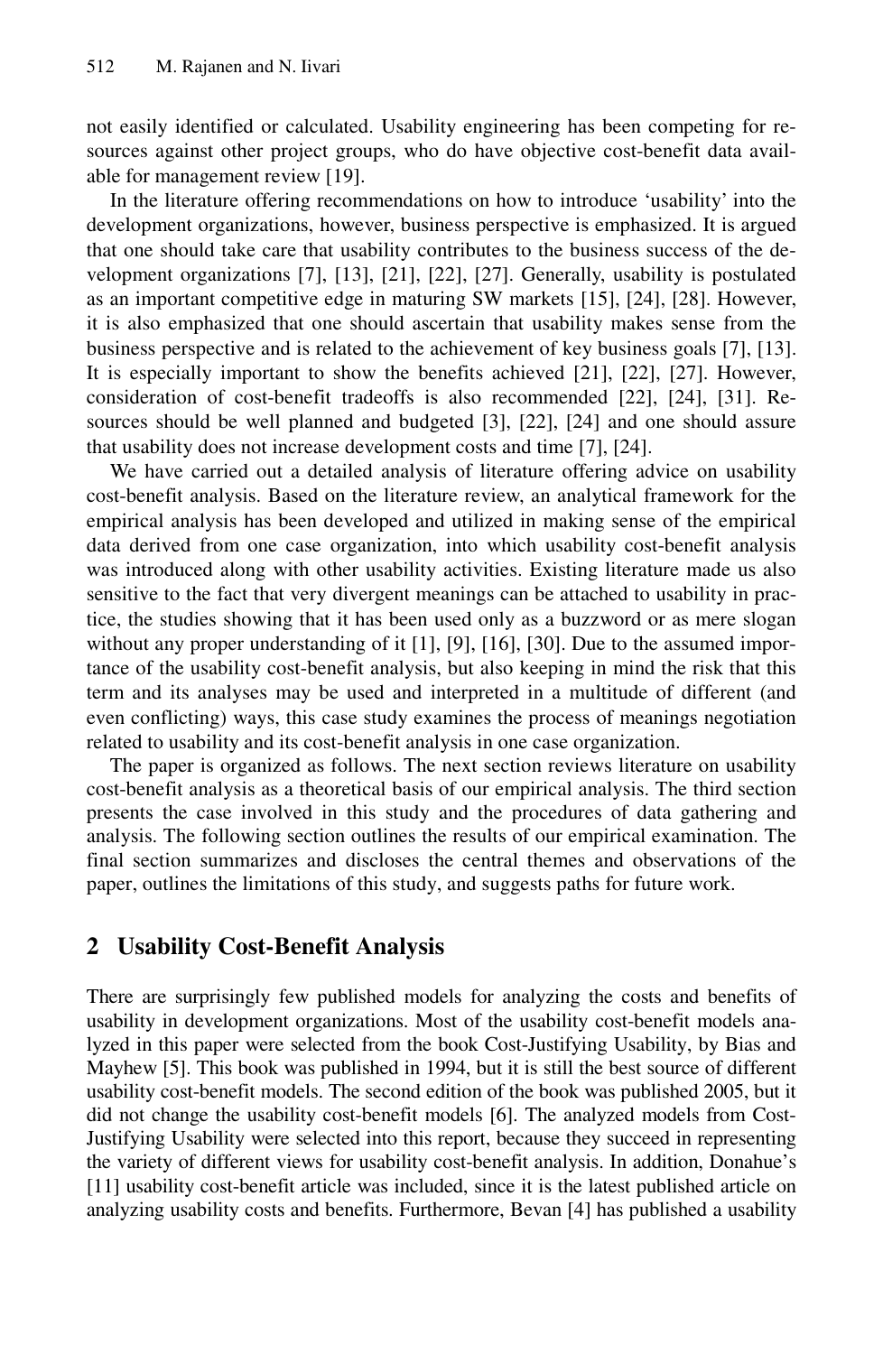not easily identified or calculated. Usability engineering has been competing for resources against other project groups, who do have objective cost-benefit data available for management review [19].

In the literature offering recommendations on how to introduce 'usability' into the development organizations, however, business perspective is emphasized. It is argued that one should take care that usability contributes to the business success of the development organizations [7], [13], [21], [22], [27]. Generally, usability is postulated as an important competitive edge in maturing SW markets [15], [24], [28]. However, it is also emphasized that one should ascertain that usability makes sense from the business perspective and is related to the achievement of key business goals [7], [13]. It is especially important to show the benefits achieved [21], [22], [27]. However, consideration of cost-benefit tradeoffs is also recommended [22], [24], [31]. Resources should be well planned and budgeted [3], [22], [24] and one should assure that usability does not increase development costs and time [7], [24].

We have carried out a detailed analysis of literature offering advice on usability cost-benefit analysis. Based on the literature review, an analytical framework for the empirical analysis has been developed and utilized in making sense of the empirical data derived from one case organization, into which usability cost-benefit analysis was introduced along with other usability activities. Existing literature made us also sensitive to the fact that very divergent meanings can be attached to usability in practice, the studies showing that it has been used only as a buzzword or as mere slogan without any proper understanding of it [1], [9], [16], [30]. Due to the assumed importance of the usability cost-benefit analysis, but also keeping in mind the risk that this term and its analyses may be used and interpreted in a multitude of different (and even conflicting) ways, this case study examines the process of meanings negotiation related to usability and its cost-benefit analysis in one case organization.

The paper is organized as follows. The next section reviews literature on usability cost-benefit analysis as a theoretical basis of our empirical analysis. The third section presents the case involved in this study and the procedures of data gathering and analysis. The following section outlines the results of our empirical examination. The final section summarizes and discloses the central themes and observations of the paper, outlines the limitations of this study, and suggests paths for future work.

## 2 Usability Cost-Benefit Analysis

There are surprisingly few published models for analyzing the costs and benefits of usability in development organizations. Most of the usability cost-benefit models analyzed in this paper were selected from the book Cost-Justifying Usability, by Bias and Mayhew [5]. This book was published in 1994, but it is still the best source of different usability cost-benefit models. The second edition of the book was published 2005, but it did not change the usability cost-benefit models [6]. The analyzed models from Cost-Justifying Usability were selected into this report, because they succeed in representing the variety of different views for usability cost-benefit analysis. In addition, Donahue's [11] usability cost-benefit article was included, since it is the latest published article on analyzing usability costs and benefits. Furthermore, Bevan [4] has published a usability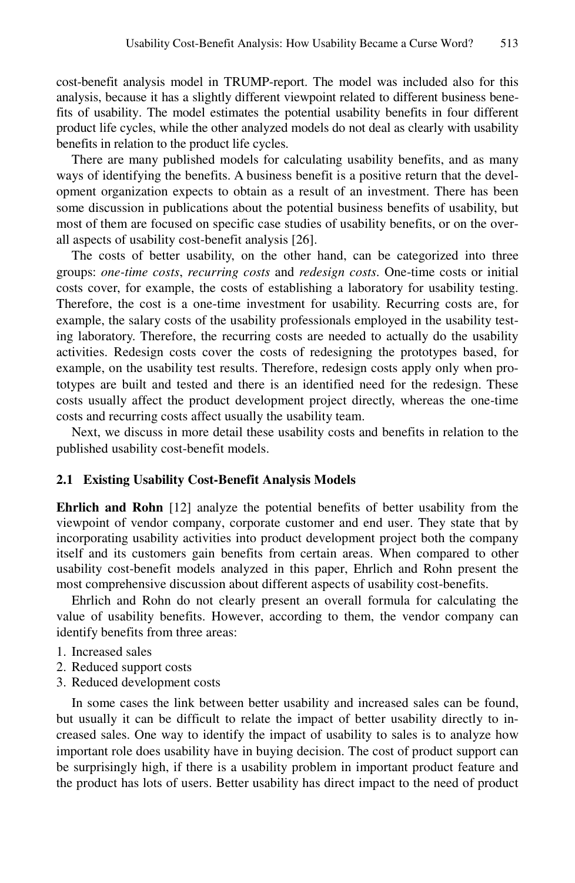cost-benefit analysis model in TRUMP-report. The model was included also for this analysis, because it has a slightly different viewpoint related to different business benefits of usability. The model estimates the potential usability benefits in four different product life cycles, while the other analyzed models do not deal as clearly with usability benefits in relation to the product life cycles.

There are many published models for calculating usability benefits, and as many ways of identifying the benefits. A business benefit is a positive return that the development organization expects to obtain as a result of an investment. There has been some discussion in publications about the potential business benefits of usability, but most of them are focused on specific case studies of usability benefits, or on the overall aspects of usability cost-benefit analysis [26].

The costs of better usability, on the other hand, can be categorized into three groups: *one-time costs*, *recurring costs* and *redesign costs*. One-time costs or initial costs cover, for example, the costs of establishing a laboratory for usability testing. Therefore, the cost is a one-time investment for usability. Recurring costs are, for example, the salary costs of the usability professionals employed in the usability testing laboratory. Therefore, the recurring costs are needed to actually do the usability activities. Redesign costs cover the costs of redesigning the prototypes based, for example, on the usability test results. Therefore, redesign costs apply only when prototypes are built and tested and there is an identified need for the redesign. These costs usually affect the product development project directly, whereas the one-time costs and recurring costs affect usually the usability team.

Next, we discuss in more detail these usability costs and benefits in relation to the published usability cost-benefit models.

### 2.1 Existing Usability Cost-Benefit Analysis Models

**Ehrlich and Rohn** [12] analyze the potential benefits of better usability from the viewpoint of vendor company, corporate customer and end user. They state that by incorporating usability activities into product development project both the company itself and its customers gain benefits from certain areas. When compared to other usability cost-benefit models analyzed in this paper, Ehrlich and Rohn present the most comprehensive discussion about different aspects of usability cost-benefits.

Ehrlich and Rohn do not clearly present an overall formula for calculating the value of usability benefits. However, according to them, the vendor company can identify benefits from three areas:

1. Increased sales
2. Reduced support costs
3. Reduced development costs

In some cases the link between better usability and increased sales can be found, but usually it can be difficult to relate the impact of better usability directly to increased sales. One way to identify the impact of usability to sales is to analyze how important role does usability have in buying decision. The cost of product support can be surprisingly high, if there is a usability problem in important product feature and the product has lots of users. Better usability has direct impact to the need of product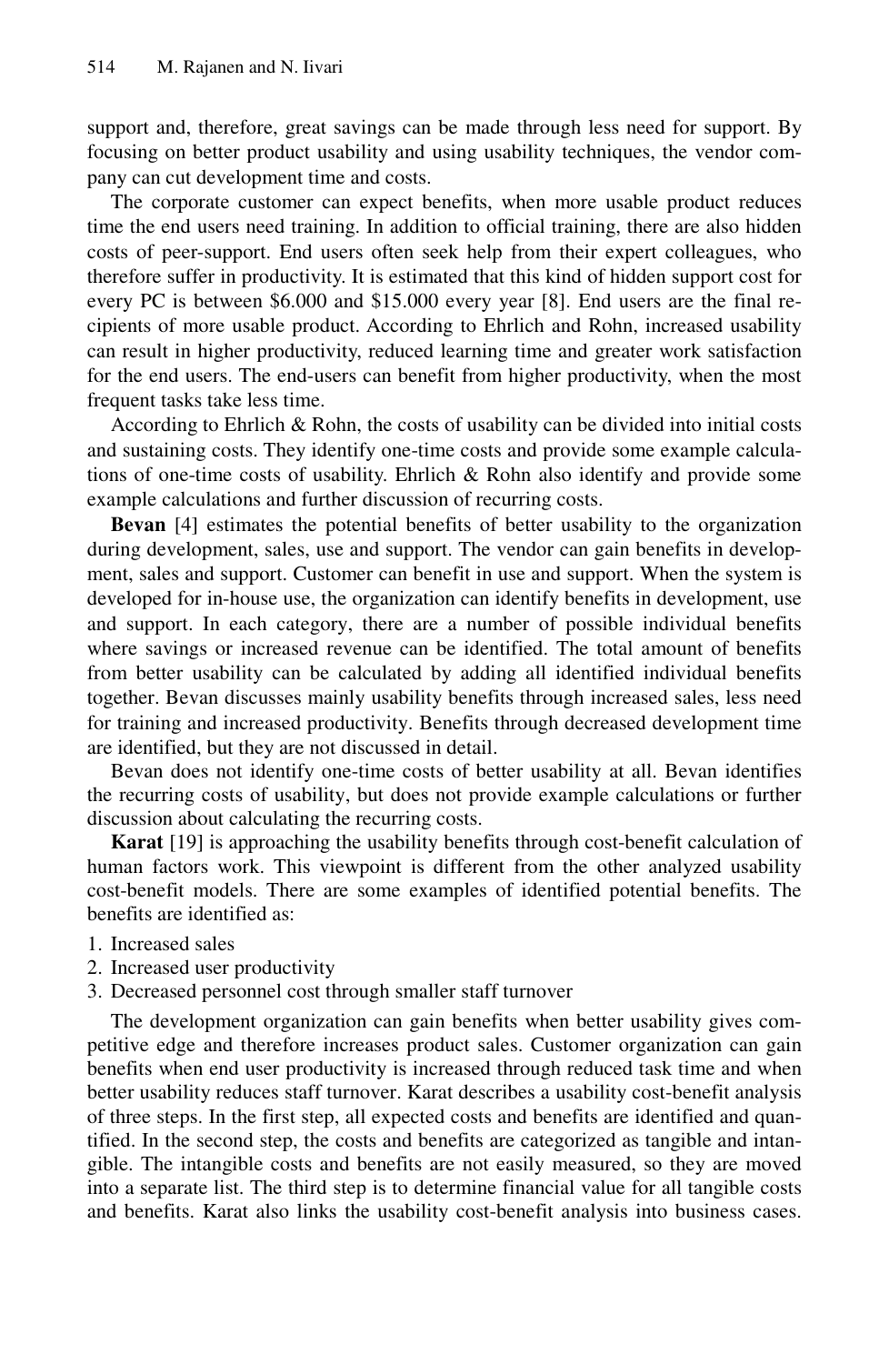support and, therefore, great savings can be made through less need for support. By focusing on better product usability and using usability techniques, the vendor company can cut development time and costs.

The corporate customer can expect benefits, when more usable product reduces time the end users need training. In addition to official training, there are also hidden costs of peer-support. End users often seek help from their expert colleagues, who therefore suffer in productivity. It is estimated that this kind of hidden support cost for every PC is between $6.000 and $15.000 every year [8]. End users are the final recipients of more usable product. According to Ehrlich and Rohn, increased usability can result in higher productivity, reduced learning time and greater work satisfaction for the end users. The end-users can benefit from higher productivity, when the most frequent tasks take less time.

According to Ehrlich & Rohn, the costs of usability can be divided into initial costs and sustaining costs. They identify one-time costs and provide some example calculations of one-time costs of usability. Ehrlich & Rohn also identify and provide some example calculations and further discussion of recurring costs.

**Bevan** [4] estimates the potential benefits of better usability to the organization during development, sales, use and support. The vendor can gain benefits in development, sales and support. Customer can benefit in use and support. When the system is developed for in-house use, the organization can identify benefits in development, use and support. In each category, there are a number of possible individual benefits where savings or increased revenue can be identified. The total amount of benefits from better usability can be calculated by adding all identified individual benefits together. Bevan discusses mainly usability benefits through increased sales, less need for training and increased productivity. Benefits through decreased development time are identified, but they are not discussed in detail.

Bevan does not identify one-time costs of better usability at all. Bevan identifies the recurring costs of usability, but does not provide example calculations or further discussion about calculating the recurring costs.

**Karat** [19] is approaching the usability benefits through cost-benefit calculation of human factors work. This viewpoint is different from the other analyzed usability cost-benefit models. There are some examples of identified potential benefits. The benefits are identified as:

1. Increased sales
2. Increased user productivity
3. Decreased personnel cost through smaller staff turnover

The development organization can gain benefits when better usability gives competitive edge and therefore increases product sales. Customer organization can gain benefits when end user productivity is increased through reduced task time and when better usability reduces staff turnover. Karat describes a usability cost-benefit analysis of three steps. In the first step, all expected costs and benefits are identified and quantified. In the second step, the costs and benefits are categorized as tangible and intangible. The intangible costs and benefits are not easily measured, so they are moved into a separate list. The third step is to determine financial value for all tangible costs and benefits. Karat also links the usability cost-benefit analysis into business cases.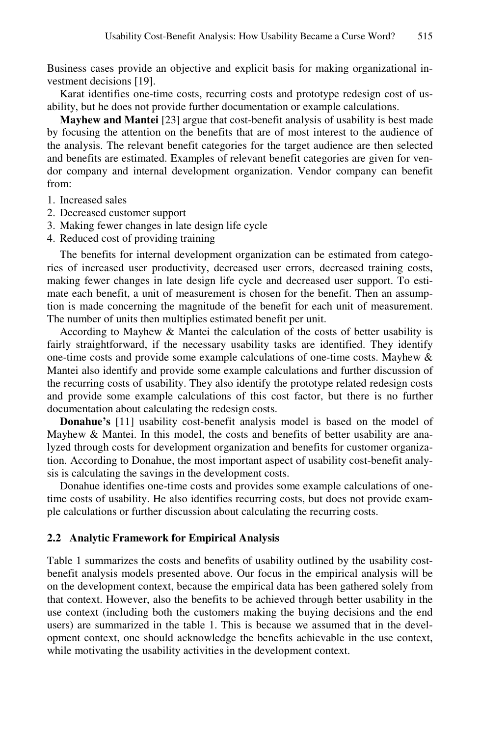Business cases provide an objective and explicit basis for making organizational investment decisions [19].

Karat identifies one-time costs, recurring costs and prototype redesign cost of usability, but he does not provide further documentation or example calculations.

**Mayhew and Mantei** [23] argue that cost-benefit analysis of usability is best made by focusing the attention on the benefits that are of most interest to the audience of the analysis. The relevant benefit categories for the target audience are then selected and benefits are estimated. Examples of relevant benefit categories are given for vendor company and internal development organization. Vendor company can benefit from:

1. Increased sales
2. Decreased customer support
3. Making fewer changes in late design life cycle
4. Reduced cost of providing training

The benefits for internal development organization can be estimated from categories of increased user productivity, decreased user errors, decreased training costs, making fewer changes in late design life cycle and decreased user support. To estimate each benefit, a unit of measurement is chosen for the benefit. Then an assumption is made concerning the magnitude of the benefit for each unit of measurement. The number of units then multiplies estimated benefit per unit.

According to Mayhew & Mantei the calculation of the costs of better usability is fairly straightforward, if the necessary usability tasks are identified. They identify one-time costs and provide some example calculations of one-time costs. Mayhew & Mantei also identify and provide some example calculations and further discussion of the recurring costs of usability. They also identify the prototype related redesign costs and provide some example calculations of this cost factor, but there is no further documentation about calculating the redesign costs.

**Donahue's** [11] usability cost-benefit analysis model is based on the model of Mayhew & Mantei. In this model, the costs and benefits of better usability are analyzed through costs for development organization and benefits for customer organization. According to Donahue, the most important aspect of usability cost-benefit analysis is calculating the savings in the development costs.

Donahue identifies one-time costs and provides some example calculations of one-time costs of usability. He also identifies recurring costs, but does not provide example calculations or further discussion about calculating the recurring costs.

### 2.2 Analytic Framework for Empirical Analysis

Table 1 summarizes the costs and benefits of usability outlined by the usability cost-benefit analysis models presented above. Our focus in the empirical analysis will be on the development context, because the empirical data has been gathered solely from that context. However, also the benefits to be achieved through better usability in the use context (including both the customers making the buying decisions and the end users) are summarized in the table 1. This is because we assumed that in the development context, one should acknowledge the benefits achievable in the use context, while motivating the usability activities in the development context.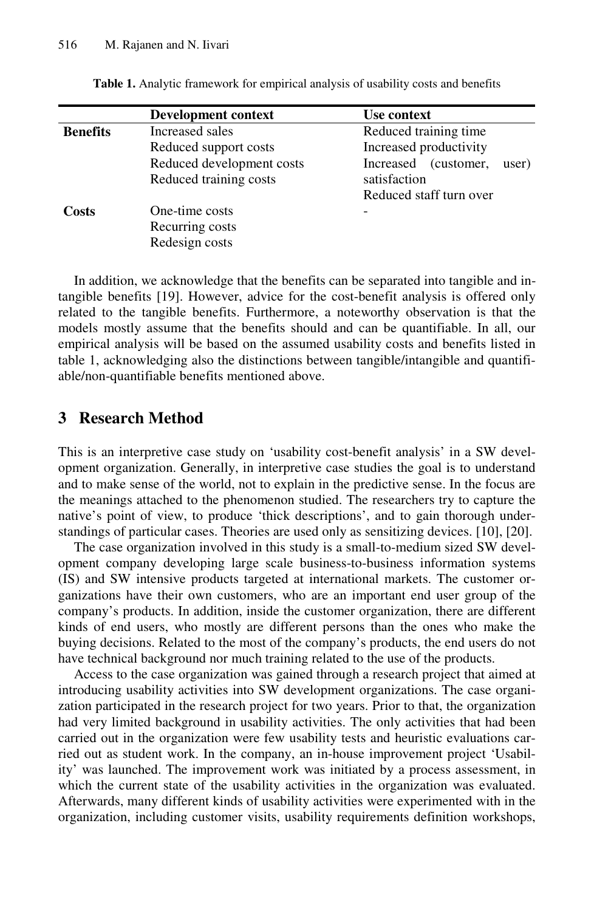**Table 1.** Analytic framework for empirical analysis of usability costs and benefits

| | Development context | Use context |
|---|---|---|
| **Benefits** | Increased sales<br>Reduced support costs<br>Reduced development costs<br>Reduced training costs | Reduced training time<br>Increased productivity<br>Increased (customer, user) satisfaction<br>Reduced staff turn over |
| **Costs** | One-time costs<br>Recurring costs<br>Redesign costs | - |

In addition, we acknowledge that the benefits can be separated into tangible and intangible benefits [19]. However, advice for the cost-benefit analysis is offered only related to the tangible benefits. Furthermore, a noteworthy observation is that the models mostly assume that the benefits should and can be quantifiable. In all, our empirical analysis will be based on the assumed usability costs and benefits listed in table 1, acknowledging also the distinctions between tangible/intangible and quantifiable/non-quantifiable benefits mentioned above.

## 3 Research Method

This is an interpretive case study on 'usability cost-benefit analysis' in a SW development organization. Generally, in interpretive case studies the goal is to understand and to make sense of the world, not to explain in the predictive sense. In the focus are the meanings attached to the phenomenon studied. The researchers try to capture the native's point of view, to produce 'thick descriptions', and to gain thorough understandings of particular cases. Theories are used only as sensitizing devices. [10], [20].

The case organization involved in this study is a small-to-medium sized SW development company developing large scale business-to-business information systems (IS) and SW intensive products targeted at international markets. The customer organizations have their own customers, who are an important end user group of the company's products. In addition, inside the customer organization, there are different kinds of end users, who mostly are different persons than the ones who make the buying decisions. Related to the most of the company's products, the end users do not have technical background nor much training related to the use of the products.

Access to the case organization was gained through a research project that aimed at introducing usability activities into SW development organizations. The case organization participated in the research project for two years. Prior to that, the organization had very limited background in usability activities. The only activities that had been carried out in the organization were few usability tests and heuristic evaluations carried out as student work. In the company, an in-house improvement project 'Usability' was launched. The improvement work was initiated by a process assessment, in which the current state of the usability activities in the organization was evaluated. Afterwards, many different kinds of usability activities were experimented with in the organization, including customer visits, usability requirements definition workshops,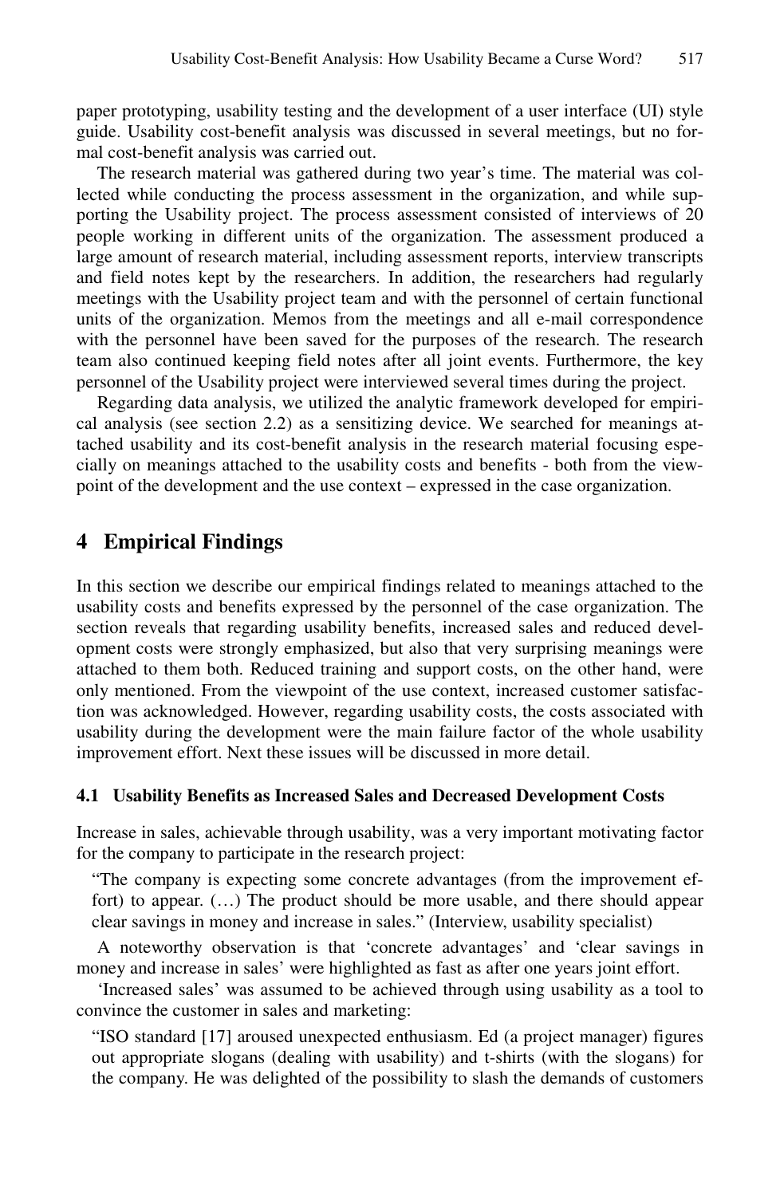paper prototyping, usability testing and the development of a user interface (UI) style guide. Usability cost-benefit analysis was discussed in several meetings, but no formal cost-benefit analysis was carried out.

The research material was gathered during two year's time. The material was collected while conducting the process assessment in the organization, and while supporting the Usability project. The process assessment consisted of interviews of 20 people working in different units of the organization. The assessment produced a large amount of research material, including assessment reports, interview transcripts and field notes kept by the researchers. In addition, the researchers had regularly meetings with the Usability project team and with the personnel of certain functional units of the organization. Memos from the meetings and all e-mail correspondence with the personnel have been saved for the purposes of the research. The research team also continued keeping field notes after all joint events. Furthermore, the key personnel of the Usability project were interviewed several times during the project.

Regarding data analysis, we utilized the analytic framework developed for empirical analysis (see section 2.2) as a sensitizing device. We searched for meanings attached usability and its cost-benefit analysis in the research material focusing especially on meanings attached to the usability costs and benefits - both from the viewpoint of the development and the use context – expressed in the case organization.

## 4 Empirical Findings

In this section we describe our empirical findings related to meanings attached to the usability costs and benefits expressed by the personnel of the case organization. The section reveals that regarding usability benefits, increased sales and reduced development costs were strongly emphasized, but also that very surprising meanings were attached to them both. Reduced training and support costs, on the other hand, were only mentioned. From the viewpoint of the use context, increased customer satisfaction was acknowledged. However, regarding usability costs, the costs associated with usability during the development were the main failure factor of the whole usability improvement effort. Next these issues will be discussed in more detail.

### 4.1 Usability Benefits as Increased Sales and Decreased Development Costs

Increase in sales, achievable through usability, was a very important motivating factor for the company to participate in the research project:

> "The company is expecting some concrete advantages (from the improvement effort) to appear. (…) The product should be more usable, and there should appear clear savings in money and increase in sales." (Interview, usability specialist)

A noteworthy observation is that 'concrete advantages' and 'clear savings in money and increase in sales' were highlighted as fast as after one years joint effort.

'Increased sales' was assumed to be achieved through using usability as a tool to convince the customer in sales and marketing:

> "ISO standard [17] aroused unexpected enthusiasm. Ed (a project manager) figures out appropriate slogans (dealing with usability) and t-shirts (with the slogans) for the company. He was delighted of the possibility to slash the demands of customers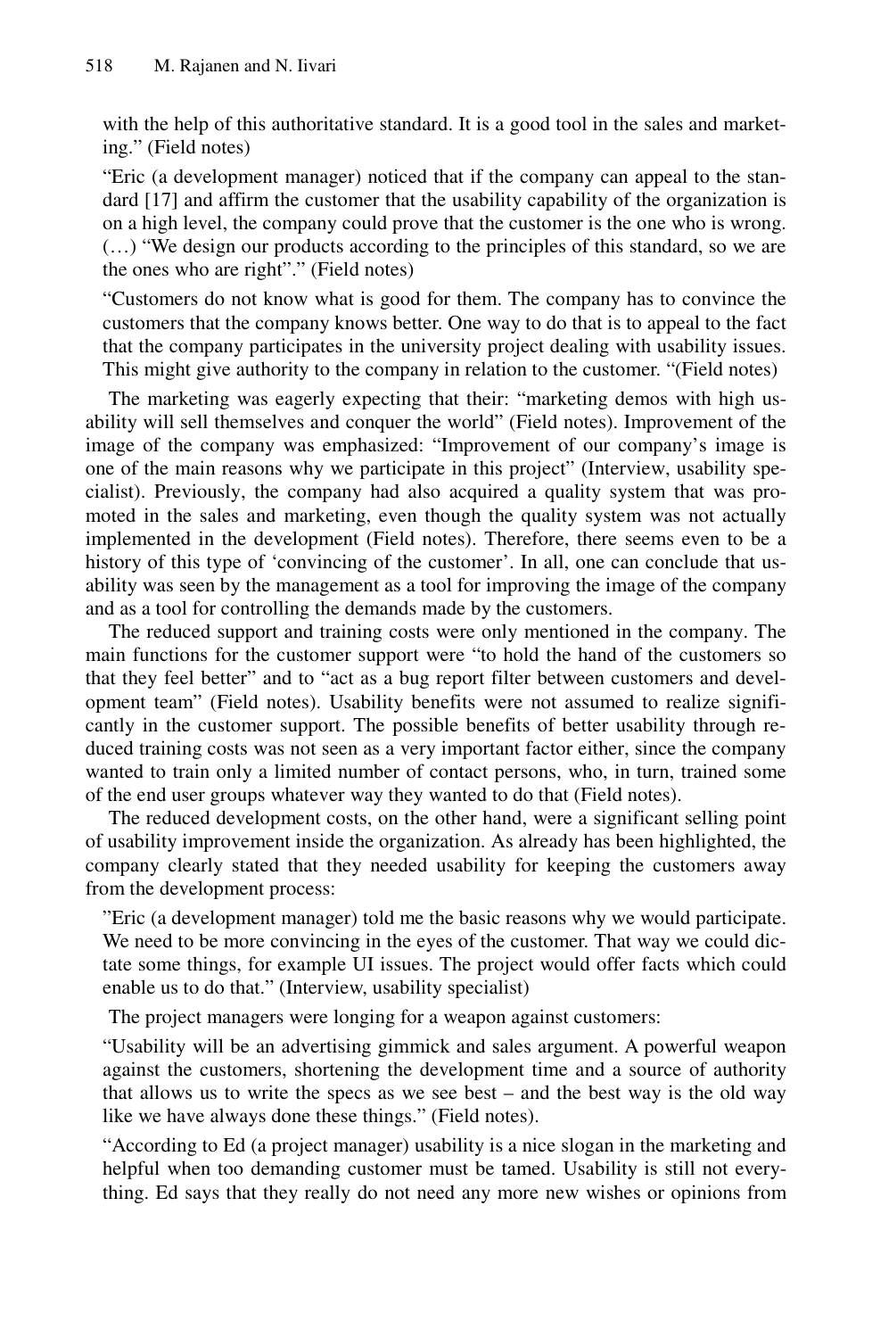with the help of this authoritative standard. It is a good tool in the sales and marketing." (Field notes)

> "Eric (a development manager) noticed that if the company can appeal to the standard [17] and affirm the customer that the usability capability of the organization is on a high level, the company could prove that the customer is the one who is wrong. (…) "We design our products according to the principles of this standard, so we are the ones who are right"." (Field notes)

> "Customers do not know what is good for them. The company has to convince the customers that the company knows better. One way to do that is to appeal to the fact that the company participates in the university project dealing with usability issues. This might give authority to the company in relation to the customer. "(Field notes)

The marketing was eagerly expecting that their: "marketing demos with high usability will sell themselves and conquer the world" (Field notes). Improvement of the image of the company was emphasized: "Improvement of our company's image is one of the main reasons why we participate in this project" (Interview, usability specialist). Previously, the company had also acquired a quality system that was promoted in the sales and marketing, even though the quality system was not actually implemented in the development (Field notes). Therefore, there seems even to be a history of this type of 'convincing of the customer'. In all, one can conclude that usability was seen by the management as a tool for improving the image of the company and as a tool for controlling the demands made by the customers.

The reduced support and training costs were only mentioned in the company. The main functions for the customer support were "to hold the hand of the customers so that they feel better" and to "act as a bug report filter between customers and development team" (Field notes). Usability benefits were not assumed to realize significantly in the customer support. The possible benefits of better usability through reduced training costs was not seen as a very important factor either, since the company wanted to train only a limited number of contact persons, who, in turn, trained some of the end user groups whatever way they wanted to do that (Field notes).

The reduced development costs, on the other hand, were a significant selling point of usability improvement inside the organization. As already has been highlighted, the company clearly stated that they needed usability for keeping the customers away from the development process:

> "Eric (a development manager) told me the basic reasons why we would participate. We need to be more convincing in the eyes of the customer. That way we could dictate some things, for example UI issues. The project would offer facts which could enable us to do that." (Interview, usability specialist)

The project managers were longing for a weapon against customers:

> "Usability will be an advertising gimmick and sales argument. A powerful weapon against the customers, shortening the development time and a source of authority that allows us to write the specs as we see best – and the best way is the old way like we have always done these things." (Field notes).

> "According to Ed (a project manager) usability is a nice slogan in the marketing and helpful when too demanding customer must be tamed. Usability is still not everything. Ed says that they really do not need any more new wishes or opinions from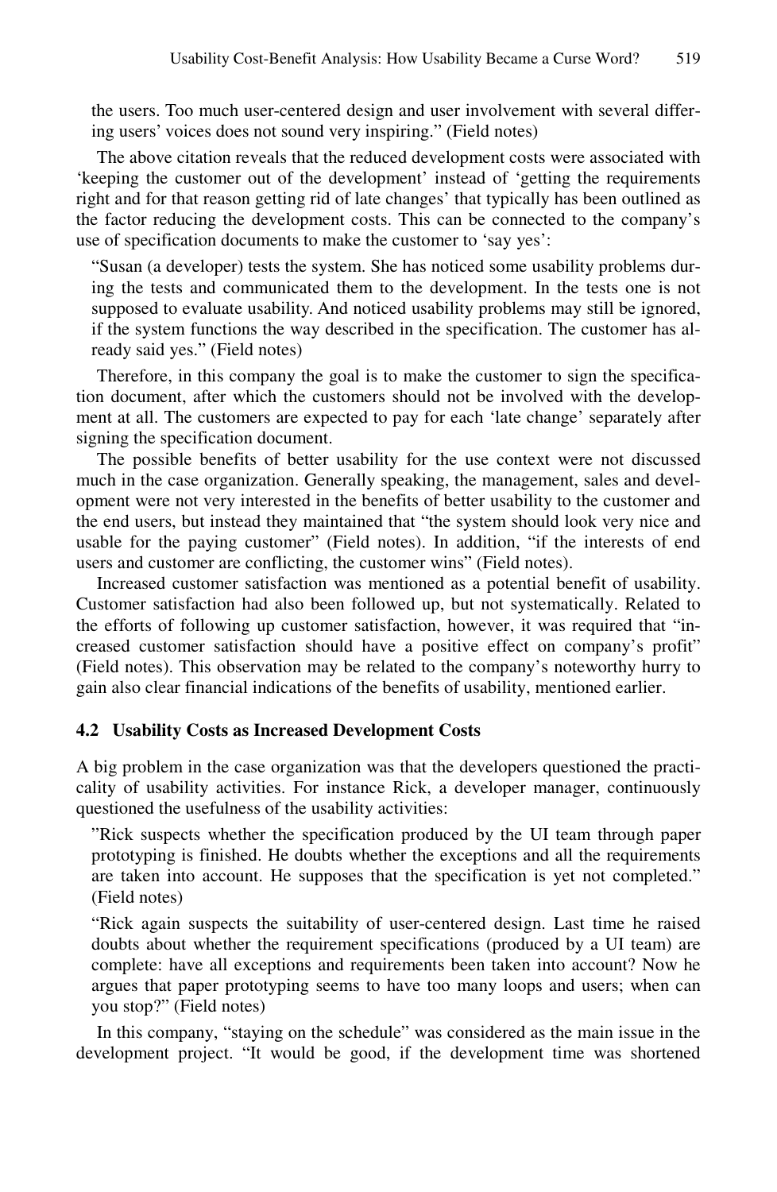the users. Too much user-centered design and user involvement with several differing users' voices does not sound very inspiring." (Field notes)

The above citation reveals that the reduced development costs were associated with 'keeping the customer out of the development' instead of 'getting the requirements right and for that reason getting rid of late changes' that typically has been outlined as the factor reducing the development costs. This can be connected to the company's use of specification documents to make the customer to 'say yes':

> "Susan (a developer) tests the system. She has noticed some usability problems during the tests and communicated them to the development. In the tests one is not supposed to evaluate usability. And noticed usability problems may still be ignored, if the system functions the way described in the specification. The customer has already said yes." (Field notes)

Therefore, in this company the goal is to make the customer to sign the specification document, after which the customers should not be involved with the development at all. The customers are expected to pay for each 'late change' separately after signing the specification document.

The possible benefits of better usability for the use context were not discussed much in the case organization. Generally speaking, the management, sales and development were not very interested in the benefits of better usability to the customer and the end users, but instead they maintained that "the system should look very nice and usable for the paying customer" (Field notes). In addition, "if the interests of end users and customer are conflicting, the customer wins" (Field notes).

Increased customer satisfaction was mentioned as a potential benefit of usability. Customer satisfaction had also been followed up, but not systematically. Related to the efforts of following up customer satisfaction, however, it was required that "increased customer satisfaction should have a positive effect on company's profit" (Field notes). This observation may be related to the company's noteworthy hurry to gain also clear financial indications of the benefits of usability, mentioned earlier.

### 4.2 Usability Costs as Increased Development Costs

A big problem in the case organization was that the developers questioned the practicality of usability activities. For instance Rick, a developer manager, continuously questioned the usefulness of the usability activities:

> "Rick suspects whether the specification produced by the UI team through paper prototyping is finished. He doubts whether the exceptions and all the requirements are taken into account. He supposes that the specification is yet not completed." (Field notes)

> "Rick again suspects the suitability of user-centered design. Last time he raised doubts about whether the requirement specifications (produced by a UI team) are complete: have all exceptions and requirements been taken into account? Now he argues that paper prototyping seems to have too many loops and users; when can you stop?" (Field notes)

In this company, "staying on the schedule" was considered as the main issue in the development project. "It would be good, if the development time was shortened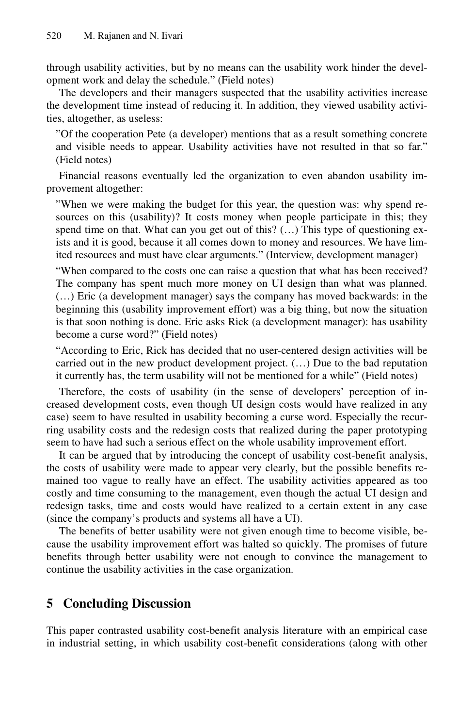through usability activities, but by no means can the usability work hinder the development work and delay the schedule." (Field notes)

The developers and their managers suspected that the usability activities increase the development time instead of reducing it. In addition, they viewed usability activities, altogether, as useless:

> "Of the cooperation Pete (a developer) mentions that as a result something concrete and visible needs to appear. Usability activities have not resulted in that so far." (Field notes)

Financial reasons eventually led the organization to even abandon usability improvement altogether:

> "When we were making the budget for this year, the question was: why spend resources on this (usability)? It costs money when people participate in this; they spend time on that. What can you get out of this? (…) This type of questioning exists and it is good, because it all comes down to money and resources. We have limited resources and must have clear arguments." (Interview, development manager)

> "When compared to the costs one can raise a question that what has been received? The company has spent much more money on UI design than what was planned. (…) Eric (a development manager) says the company has moved backwards: in the beginning this (usability improvement effort) was a big thing, but now the situation is that soon nothing is done. Eric asks Rick (a development manager): has usability become a curse word?" (Field notes)

> "According to Eric, Rick has decided that no user-centered design activities will be carried out in the new product development project. (…) Due to the bad reputation it currently has, the term usability will not be mentioned for a while" (Field notes)

Therefore, the costs of usability (in the sense of developers' perception of increased development costs, even though UI design costs would have realized in any case) seem to have resulted in usability becoming a curse word. Especially the recurring usability costs and the redesign costs that realized during the paper prototyping seem to have had such a serious effect on the whole usability improvement effort.

It can be argued that by introducing the concept of usability cost-benefit analysis, the costs of usability were made to appear very clearly, but the possible benefits remained too vague to really have an effect. The usability activities appeared as too costly and time consuming to the management, even though the actual UI design and redesign tasks, time and costs would have realized to a certain extent in any case (since the company's products and systems all have a UI).

The benefits of better usability were not given enough time to become visible, because the usability improvement effort was halted so quickly. The promises of future benefits through better usability were not enough to convince the management to continue the usability activities in the case organization.

## 5 Concluding Discussion

This paper contrasted usability cost-benefit analysis literature with an empirical case in industrial setting, in which usability cost-benefit considerations (along with other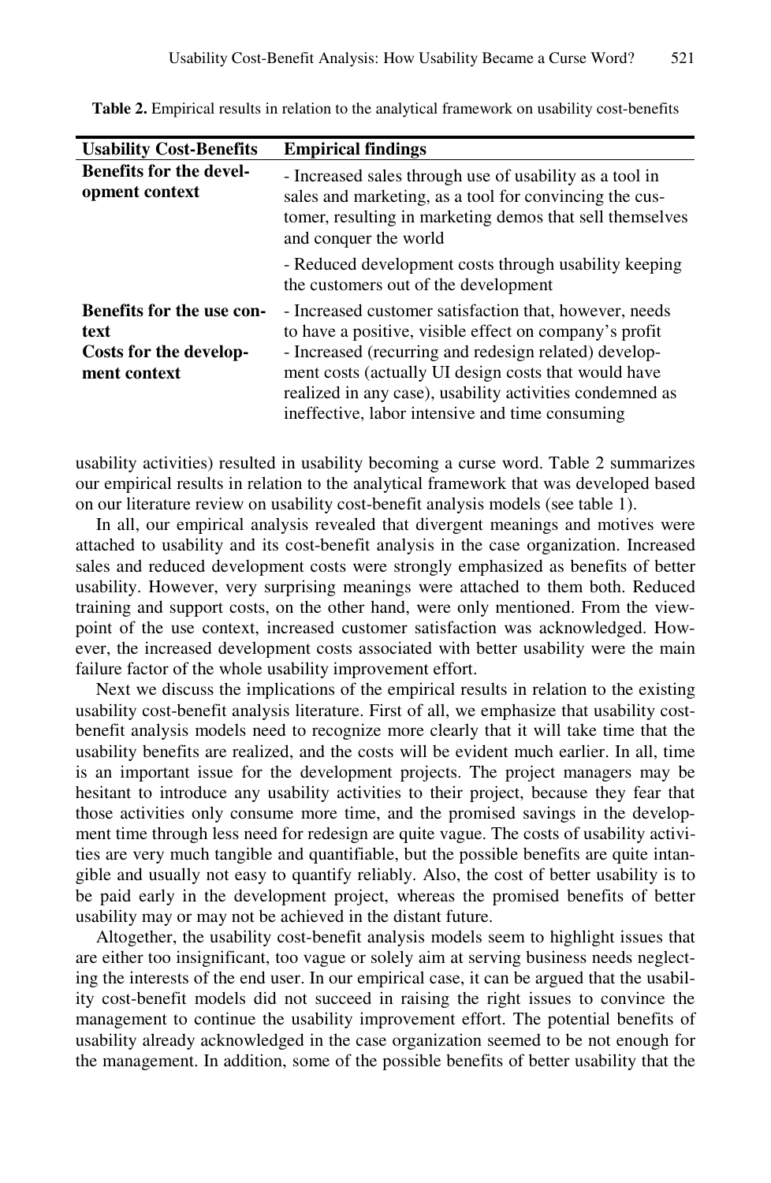**Table 2.** Empirical results in relation to the analytical framework on usability cost-benefits

| Usability Cost-Benefits | Empirical findings |
|---|---|
| **Benefits for the development context** | - Increased sales through use of usability as a tool in sales and marketing, as a tool for convincing the customer, resulting in marketing demos that sell themselves and conquer the world |
| | - Reduced development costs through usability keeping the customers out of the development |
| **Benefits for the use context** | - Increased customer satisfaction that, however, needs to have a positive, visible effect on company's profit |
| **Costs for the development context** | - Increased (recurring and redesign related) development costs (actually UI design costs that would have realized in any case), usability activities condemned as ineffective, labor intensive and time consuming |

usability activities) resulted in usability becoming a curse word. Table 2 summarizes our empirical results in relation to the analytical framework that was developed based on our literature review on usability cost-benefit analysis models (see table 1).

In all, our empirical analysis revealed that divergent meanings and motives were attached to usability and its cost-benefit analysis in the case organization. Increased sales and reduced development costs were strongly emphasized as benefits of better usability. However, very surprising meanings were attached to them both. Reduced training and support costs, on the other hand, were only mentioned. From the viewpoint of the use context, increased customer satisfaction was acknowledged. However, the increased development costs associated with better usability were the main failure factor of the whole usability improvement effort.

Next we discuss the implications of the empirical results in relation to the existing usability cost-benefit analysis literature. First of all, we emphasize that usability cost-benefit analysis models need to recognize more clearly that it will take time that the usability benefits are realized, and the costs will be evident much earlier. In all, time is an important issue for the development projects. The project managers may be hesitant to introduce any usability activities to their project, because they fear that those activities only consume more time, and the promised savings in the development time through less need for redesign are quite vague. The costs of usability activities are very much tangible and quantifiable, but the possible benefits are quite intangible and usually not easy to quantify reliably. Also, the cost of better usability is to be paid early in the development project, whereas the promised benefits of better usability may or may not be achieved in the distant future.

Altogether, the usability cost-benefit analysis models seem to highlight issues that are either too insignificant, too vague or solely aim at serving business needs neglecting the interests of the end user. In our empirical case, it can be argued that the usability cost-benefit models did not succeed in raising the right issues to convince the management to continue the usability improvement effort. The potential benefits of usability already acknowledged in the case organization seemed to be not enough for the management. In addition, some of the possible benefits of better usability that the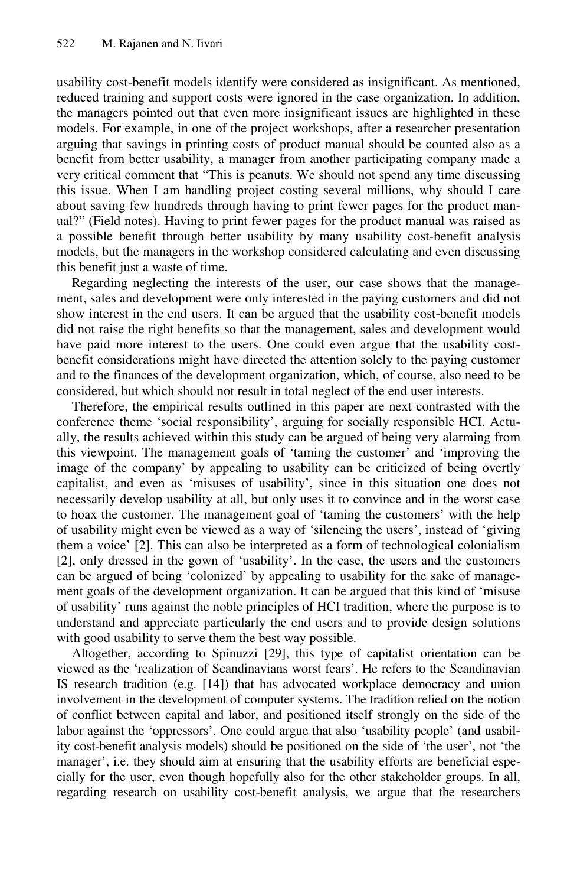usability cost-benefit models identify were considered as insignificant. As mentioned, reduced training and support costs were ignored in the case organization. In addition, the managers pointed out that even more insignificant issues are highlighted in these models. For example, in one of the project workshops, after a researcher presentation arguing that savings in printing costs of product manual should be counted also as a benefit from better usability, a manager from another participating company made a very critical comment that "This is peanuts. We should not spend any time discussing this issue. When I am handling project costing several millions, why should I care about saving few hundreds through having to print fewer pages for the product manual?" (Field notes). Having to print fewer pages for the product manual was raised as a possible benefit through better usability by many usability cost-benefit analysis models, but the managers in the workshop considered calculating and even discussing this benefit just a waste of time.

Regarding neglecting the interests of the user, our case shows that the management, sales and development were only interested in the paying customers and did not show interest in the end users. It can be argued that the usability cost-benefit models did not raise the right benefits so that the management, sales and development would have paid more interest to the users. One could even argue that the usability cost-benefit considerations might have directed the attention solely to the paying customer and to the finances of the development organization, which, of course, also need to be considered, but which should not result in total neglect of the end user interests.

Therefore, the empirical results outlined in this paper are next contrasted with the conference theme 'social responsibility', arguing for socially responsible HCI. Actually, the results achieved within this study can be argued of being very alarming from this viewpoint. The management goals of 'taming the customer' and 'improving the image of the company' by appealing to usability can be criticized of being overtly capitalist, and even as 'misuses of usability', since in this situation one does not necessarily develop usability at all, but only uses it to convince and in the worst case to hoax the customer. The management goal of 'taming the customers' with the help of usability might even be viewed as a way of 'silencing the users', instead of 'giving them a voice' [2]. This can also be interpreted as a form of technological colonialism [2], only dressed in the gown of 'usability'. In the case, the users and the customers can be argued of being 'colonized' by appealing to usability for the sake of management goals of the development organization. It can be argued that this kind of 'misuse of usability' runs against the noble principles of HCI tradition, where the purpose is to understand and appreciate particularly the end users and to provide design solutions with good usability to serve them the best way possible.

Altogether, according to Spinuzzi [29], this type of capitalist orientation can be viewed as the 'realization of Scandinavians worst fears'. He refers to the Scandinavian IS research tradition (e.g. [14]) that has advocated workplace democracy and union involvement in the development of computer systems. The tradition relied on the notion of conflict between capital and labor, and positioned itself strongly on the side of the labor against the 'oppressors'. One could argue that also 'usability people' (and usability cost-benefit analysis models) should be positioned on the side of 'the user', not 'the manager', i.e. they should aim at ensuring that the usability efforts are beneficial especially for the user, even though hopefully also for the other stakeholder groups. In all, regarding research on usability cost-benefit analysis, we argue that the researchers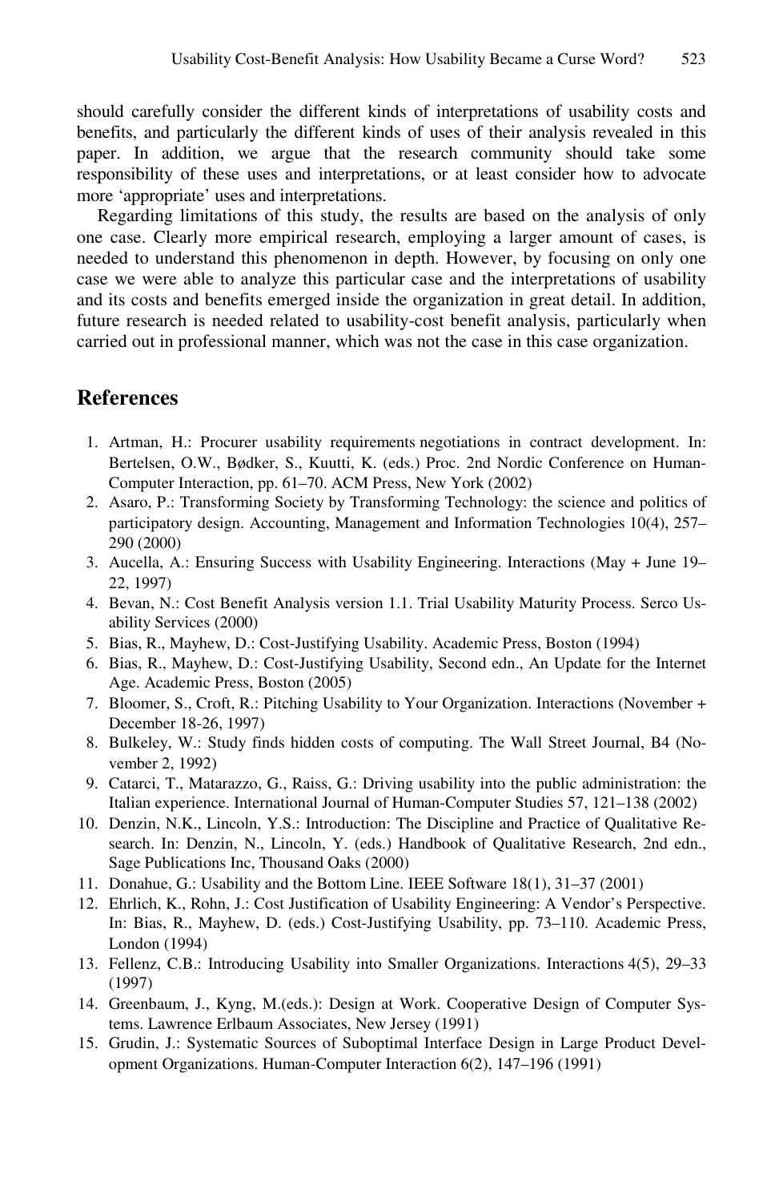should carefully consider the different kinds of interpretations of usability costs and benefits, and particularly the different kinds of uses of their analysis revealed in this paper. In addition, we argue that the research community should take some responsibility of these uses and interpretations, or at least consider how to advocate more 'appropriate' uses and interpretations.

Regarding limitations of this study, the results are based on the analysis of only one case. Clearly more empirical research, employing a larger amount of cases, is needed to understand this phenomenon in depth. However, by focusing on only one case we were able to analyze this particular case and the interpretations of usability and its costs and benefits emerged inside the organization in great detail. In addition, future research is needed related to usability-cost benefit analysis, particularly when carried out in professional manner, which was not the case in this case organization.

## References

1. Artman, H.: Procurer usability requirements negotiations in contract development. In: Bertelsen, O.W., Bødker, S., Kuutti, K. (eds.) Proc. 2nd Nordic Conference on Human-Computer Interaction, pp. 61–70. ACM Press, New York (2002)
2. Asaro, P.: Transforming Society by Transforming Technology: the science and politics of participatory design. Accounting, Management and Information Technologies 10(4), 257–290 (2000)
3. Aucella, A.: Ensuring Success with Usability Engineering. Interactions (May + June 19–22, 1997)
4. Bevan, N.: Cost Benefit Analysis version 1.1. Trial Usability Maturity Process. Serco Usability Services (2000)
5. Bias, R., Mayhew, D.: Cost-Justifying Usability. Academic Press, Boston (1994)
6. Bias, R., Mayhew, D.: Cost-Justifying Usability, Second edn., An Update for the Internet Age. Academic Press, Boston (2005)
7. Bloomer, S., Croft, R.: Pitching Usability to Your Organization. Interactions (November + December 18-26, 1997)
8. Bulkeley, W.: Study finds hidden costs of computing. The Wall Street Journal, B4 (November 2, 1992)
9. Catarci, T., Matarazzo, G., Raiss, G.: Driving usability into the public administration: the Italian experience. International Journal of Human-Computer Studies 57, 121–138 (2002)
10. Denzin, N.K., Lincoln, Y.S.: Introduction: The Discipline and Practice of Qualitative Research. In: Denzin, N., Lincoln, Y. (eds.) Handbook of Qualitative Research, 2nd edn., Sage Publications Inc, Thousand Oaks (2000)
11. Donahue, G.: Usability and the Bottom Line. IEEE Software 18(1), 31–37 (2001)
12. Ehrlich, K., Rohn, J.: Cost Justification of Usability Engineering: A Vendor's Perspective. In: Bias, R., Mayhew, D. (eds.) Cost-Justifying Usability, pp. 73–110. Academic Press, London (1994)
13. Fellenz, C.B.: Introducing Usability into Smaller Organizations. Interactions 4(5), 29–33 (1997)
14. Greenbaum, J., Kyng, M.(eds.): Design at Work. Cooperative Design of Computer Systems. Lawrence Erlbaum Associates, New Jersey (1991)
15. Grudin, J.: Systematic Sources of Suboptimal Interface Design in Large Product Development Organizations. Human-Computer Interaction 6(2), 147–196 (1991)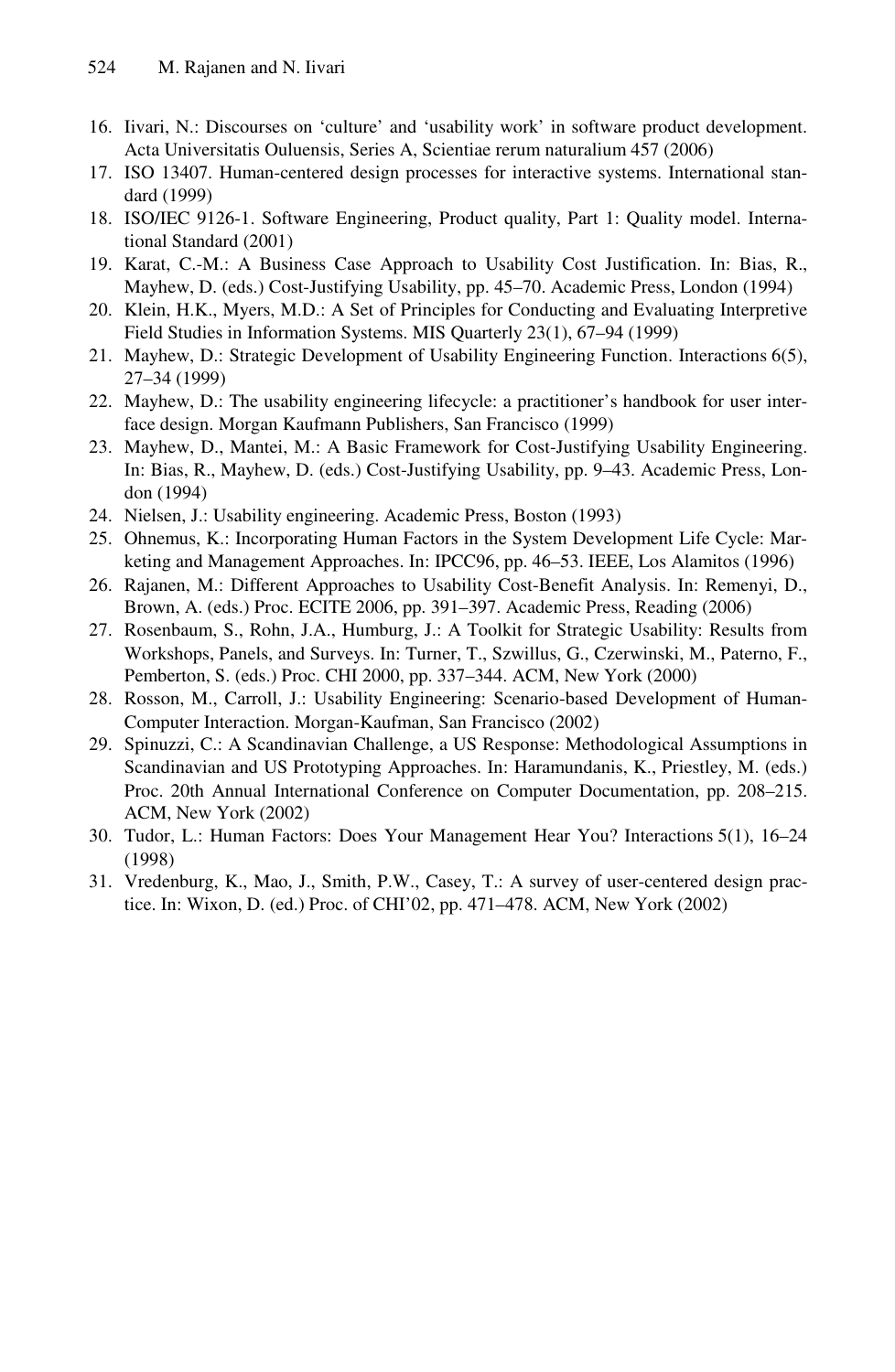16. Iivari, N.: Discourses on 'culture' and 'usability work' in software product development. Acta Universitatis Ouluensis, Series A, Scientiae rerum naturalium 457 (2006)
17. ISO 13407. Human-centered design processes for interactive systems. International standard (1999)
18. ISO/IEC 9126-1. Software Engineering, Product quality, Part 1: Quality model. International Standard (2001)
19. Karat, C.-M.: A Business Case Approach to Usability Cost Justification. In: Bias, R., Mayhew, D. (eds.) Cost-Justifying Usability, pp. 45–70. Academic Press, London (1994)
20. Klein, H.K., Myers, M.D.: A Set of Principles for Conducting and Evaluating Interpretive Field Studies in Information Systems. MIS Quarterly 23(1), 67–94 (1999)
21. Mayhew, D.: Strategic Development of Usability Engineering Function. Interactions 6(5), 27–34 (1999)
22. Mayhew, D.: The usability engineering lifecycle: a practitioner's handbook for user interface design. Morgan Kaufmann Publishers, San Francisco (1999)
23. Mayhew, D., Mantei, M.: A Basic Framework for Cost-Justifying Usability Engineering. In: Bias, R., Mayhew, D. (eds.) Cost-Justifying Usability, pp. 9–43. Academic Press, London (1994)
24. Nielsen, J.: Usability engineering. Academic Press, Boston (1993)
25. Ohnemus, K.: Incorporating Human Factors in the System Development Life Cycle: Marketing and Management Approaches. In: IPCC96, pp. 46–53. IEEE, Los Alamitos (1996)
26. Rajanen, M.: Different Approaches to Usability Cost-Benefit Analysis. In: Remenyi, D., Brown, A. (eds.) Proc. ECITE 2006, pp. 391–397. Academic Press, Reading (2006)
27. Rosenbaum, S., Rohn, J.A., Humburg, J.: A Toolkit for Strategic Usability: Results from Workshops, Panels, and Surveys. In: Turner, T., Szwillus, G., Czerwinski, M., Paterno, F., Pemberton, S. (eds.) Proc. CHI 2000, pp. 337–344. ACM, New York (2000)
28. Rosson, M., Carroll, J.: Usability Engineering: Scenario-based Development of Human-Computer Interaction. Morgan-Kaufman, San Francisco (2002)
29. Spinuzzi, C.: A Scandinavian Challenge, a US Response: Methodological Assumptions in Scandinavian and US Prototyping Approaches. In: Haramundanis, K., Priestley, M. (eds.) Proc. 20th Annual International Conference on Computer Documentation, pp. 208–215. ACM, New York (2002)
30. Tudor, L.: Human Factors: Does Your Management Hear You? Interactions 5(1), 16–24 (1998)
31. Vredenburg, K., Mao, J., Smith, P.W., Casey, T.: A survey of user-centered design practice. In: Wixon, D. (ed.) Proc. of CHI'02, pp. 471–478. ACM, New York (2002)